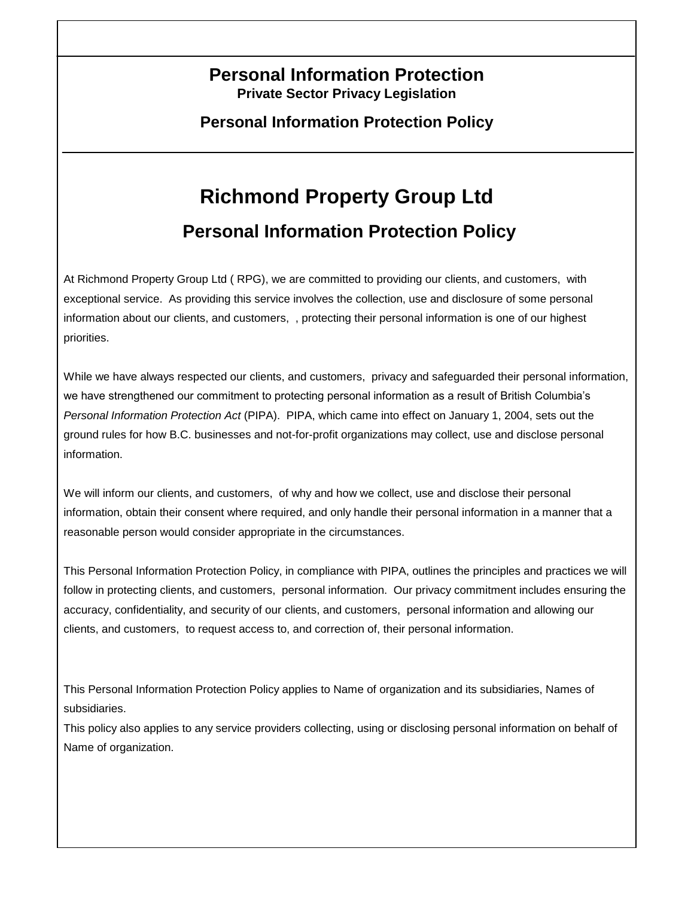# Personal Information Protection

**Private Sector Privacy Legislation**

**Personal Information Protection Policy**

# Richmond Property Group Ltd

## Personal Information Protection Policy

At Richmond Property Group Ltd ( RPG), we are committed to providing our clients, and customers, with exceptional service. As providing this service involves the collection, use and disclosure of some personal information about our clients, and customers, , protecting their personal information is one of our highest priorities.

While we have always respected our clients, and customers, privacy and safeguarded their personal information, we have strengthened our commitment to protecting personal information as a result of British Columbia's *Personal Information Protection Act* (PIPA). PIPA, which came into effect on January 1, 2004, sets out the ground rules for how B.C. businesses and not-for-profit organizations may collect, use and disclose personal information.

We will inform our clients, and customers, of why and how we collect, use and disclose their personal information, obtain their consent where required, and only handle their personal information in a manner that a reasonable person would consider appropriate in the circumstances.

This Personal Information Protection Policy, in compliance with PIPA, outlines the principles and practices we will follow in protecting clients, and customers, personal information. Our privacy commitment includes ensuring the accuracy, confidentiality, and security of our clients, and customers, personal information and allowing our clients, and customers, to request access to, and correction of, their personal information.

This Personal Information Protection Policy applies to Name of organization and its subsidiaries, Names of subsidiaries.

This policy also applies to any service providers collecting, using or disclosing personal information on behalf of Name of organization.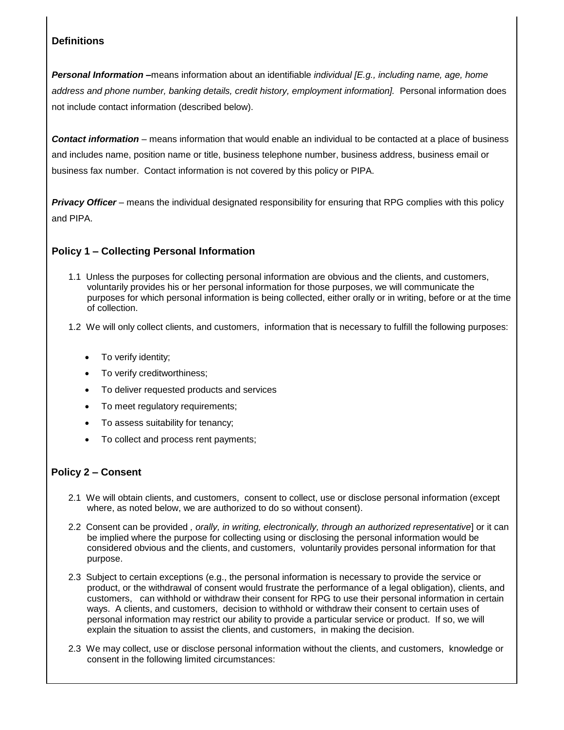## Definitions

***Personal Information*** **–**means information about an identifiable *individual [E.g., including name, age, home address and phone number, banking details, credit history, employment information].* Personal information does not include contact information (described below).

***Contact information*** – means information that would enable an individual to be contacted at a place of business and includes name, position name or title, business telephone number, business address, business email or business fax number. Contact information is not covered by this policy or PIPA.

***Privacy Officer*** – means the individual designated responsibility for ensuring that RPG complies with this policy and PIPA.

## Policy 1 – Collecting Personal Information

1.1 Unless the purposes for collecting personal information are obvious and the clients, and customers, voluntarily provides his or her personal information for those purposes, we will communicate the purposes for which personal information is being collected, either orally or in writing, before or at the time of collection.

1.2 We will only collect clients, and customers, information that is necessary to fulfill the following purposes:

- To verify identity;
- To verify creditworthiness;
- To deliver requested products and services
- To meet regulatory requirements;
- To assess suitability for tenancy;
- To collect and process rent payments;

## Policy 2 – Consent

2.1 We will obtain clients, and customers, consent to collect, use or disclose personal information (except where, as noted below, we are authorized to do so without consent).

2.2 Consent can be provided *, orally, in writing, electronically, through an authorized representative*] or it can be implied where the purpose for collecting using or disclosing the personal information would be considered obvious and the clients, and customers, voluntarily provides personal information for that purpose.

2.3 Subject to certain exceptions (e.g., the personal information is necessary to provide the service or product, or the withdrawal of consent would frustrate the performance of a legal obligation), clients, and customers, can withhold or withdraw their consent for RPG to use their personal information in certain ways. A clients, and customers, decision to withhold or withdraw their consent to certain uses of personal information may restrict our ability to provide a particular service or product. If so, we will explain the situation to assist the clients, and customers, in making the decision.

2.3 We may collect, use or disclose personal information without the clients, and customers, knowledge or consent in the following limited circumstances: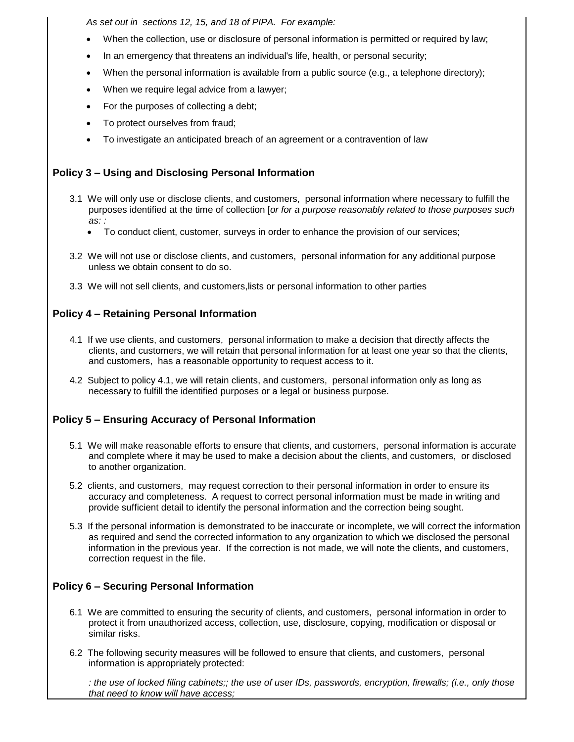*As set out in sections 12, 15, and 18 of PIPA. For example:*

- When the collection, use or disclosure of personal information is permitted or required by law;
- In an emergency that threatens an individual's life, health, or personal security;
- When the personal information is available from a public source (e.g., a telephone directory);
- When we require legal advice from a lawyer;
- For the purposes of collecting a debt;
- To protect ourselves from fraud;
- To investigate an anticipated breach of an agreement or a contravention of law

## Policy 3 – Using and Disclosing Personal Information

3.1 We will only use or disclose clients, and customers, personal information where necessary to fulfill the purposes identified at the time of collection [*or for a purpose reasonably related to those purposes such as: :*

- To conduct client, customer, surveys in order to enhance the provision of our services;

3.2 We will not use or disclose clients, and customers, personal information for any additional purpose unless we obtain consent to do so.

3.3 We will not sell clients, and customers,lists or personal information to other parties

## Policy 4 – Retaining Personal Information

4.1 If we use clients, and customers, personal information to make a decision that directly affects the clients, and customers, we will retain that personal information for at least one year so that the clients, and customers, has a reasonable opportunity to request access to it.

4.2 Subject to policy 4.1, we will retain clients, and customers, personal information only as long as necessary to fulfill the identified purposes or a legal or business purpose.

## Policy 5 – Ensuring Accuracy of Personal Information

5.1 We will make reasonable efforts to ensure that clients, and customers, personal information is accurate and complete where it may be used to make a decision about the clients, and customers, or disclosed to another organization.

5.2 clients, and customers, may request correction to their personal information in order to ensure its accuracy and completeness. A request to correct personal information must be made in writing and provide sufficient detail to identify the personal information and the correction being sought.

5.3 If the personal information is demonstrated to be inaccurate or incomplete, we will correct the information as required and send the corrected information to any organization to which we disclosed the personal information in the previous year. If the correction is not made, we will note the clients, and customers, correction request in the file.

## Policy 6 – Securing Personal Information

6.1 We are committed to ensuring the security of clients, and customers, personal information in order to protect it from unauthorized access, collection, use, disclosure, copying, modification or disposal or similar risks.

6.2 The following security measures will be followed to ensure that clients, and customers, personal information is appropriately protected:

*: the use of locked filing cabinets;; the use of user IDs, passwords, encryption, firewalls; (i.e., only those that need to know will have access;*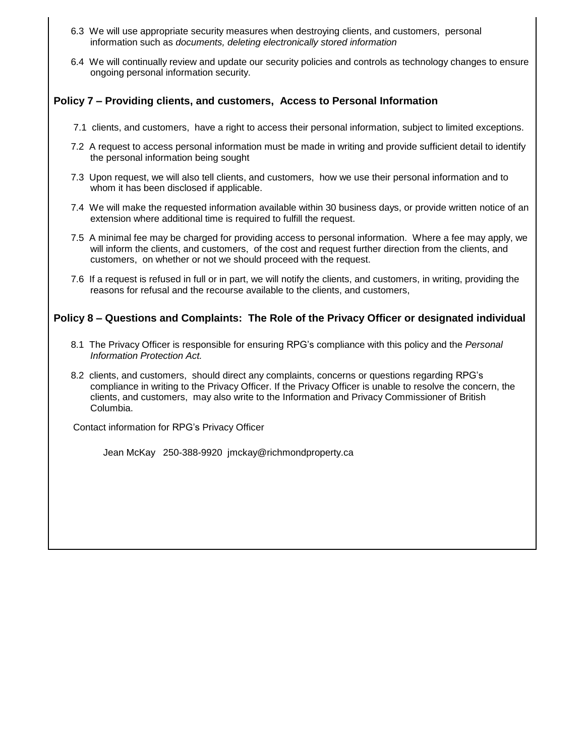6.3 We will use appropriate security measures when destroying clients, and customers, personal information such as *documents, deleting electronically stored information*

6.4 We will continually review and update our security policies and controls as technology changes to ensure ongoing personal information security.

## Policy 7 – Providing clients, and customers, Access to Personal Information

7.1 clients, and customers, have a right to access their personal information, subject to limited exceptions.

7.2 A request to access personal information must be made in writing and provide sufficient detail to identify the personal information being sought

7.3 Upon request, we will also tell clients, and customers, how we use their personal information and to whom it has been disclosed if applicable.

7.4 We will make the requested information available within 30 business days, or provide written notice of an extension where additional time is required to fulfill the request.

7.5 A minimal fee may be charged for providing access to personal information. Where a fee may apply, we will inform the clients, and customers, of the cost and request further direction from the clients, and customers, on whether or not we should proceed with the request.

7.6 If a request is refused in full or in part, we will notify the clients, and customers, in writing, providing the reasons for refusal and the recourse available to the clients, and customers,

## Policy 8 – Questions and Complaints: The Role of the Privacy Officer or designated individual

8.1 The Privacy Officer is responsible for ensuring RPG's compliance with this policy and the *Personal Information Protection Act.*

8.2 clients, and customers, should direct any complaints, concerns or questions regarding RPG's compliance in writing to the Privacy Officer. If the Privacy Officer is unable to resolve the concern, the clients, and customers, may also write to the Information and Privacy Commissioner of British Columbia.

Contact information for RPG's Privacy Officer

Jean McKay 250-388-9920 jmckay@richmondproperty.ca